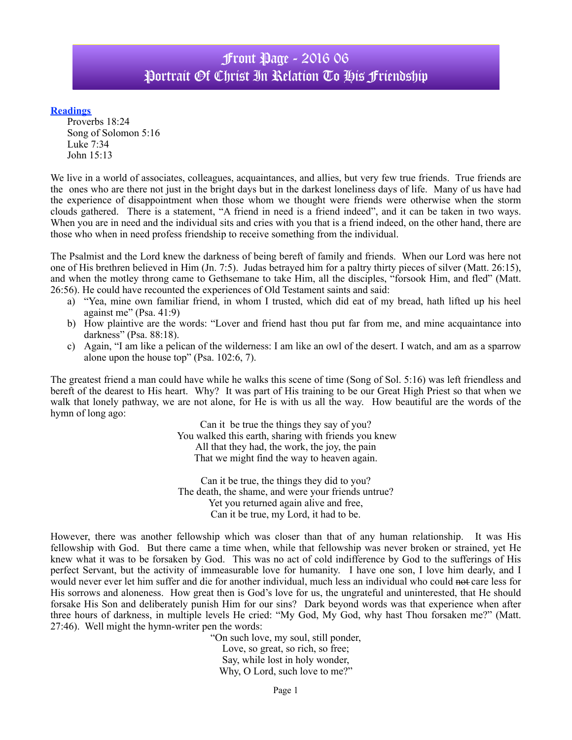# Front Page - 2016 06
# Portrait Of Christ In Relation To His Friendship

**Readings**

Proverbs 18:24
Song of Solomon 5:16
Luke 7:34
John 15:13

We live in a world of associates, colleagues, acquaintances, and allies, but very few true friends. True friends are the ones who are there not just in the bright days but in the darkest loneliness days of life. Many of us have had the experience of disappointment when those whom we thought were friends were otherwise when the storm clouds gathered. There is a statement, "A friend in need is a friend indeed", and it can be taken in two ways. When you are in need and the individual sits and cries with you that is a friend indeed, on the other hand, there are those who when in need profess friendship to receive something from the individual.

The Psalmist and the Lord knew the darkness of being bereft of family and friends. When our Lord was here not one of His brethren believed in Him (Jn. 7:5). Judas betrayed him for a paltry thirty pieces of silver (Matt. 26:15), and when the motley throng came to Gethsemane to take Him, all the disciples, "forsook Him, and fled" (Matt. 26:56). He could have recounted the experiences of Old Testament saints and said:

a) "Yea, mine own familiar friend, in whom I trusted, which did eat of my bread, hath lifted up his heel against me" (Psa. 41:9)
b) How plaintive are the words: "Lover and friend hast thou put far from me, and mine acquaintance into darkness" (Psa. 88:18).
c) Again, "I am like a pelican of the wilderness: I am like an owl of the desert. I watch, and am as a sparrow alone upon the house top" (Psa. 102:6, 7).

The greatest friend a man could have while he walks this scene of time (Song of Sol. 5:16) was left friendless and bereft of the dearest to His heart. Why? It was part of His training to be our Great High Priest so that when we walk that lonely pathway, we are not alone, for He is with us all the way. How beautiful are the words of the hymn of long ago:

Can it be true the things they say of you?
You walked this earth, sharing with friends you knew
All that they had, the work, the joy, the pain
That we might find the way to heaven again.

Can it be true, the things they did to you?
The death, the shame, and were your friends untrue?
Yet you returned again alive and free,
Can it be true, my Lord, it had to be.

However, there was another fellowship which was closer than that of any human relationship. It was His fellowship with God. But there came a time when, while that fellowship was never broken or strained, yet He knew what it was to be forsaken by God. This was no act of cold indifference by God to the sufferings of His perfect Servant, but the activity of immeasurable love for humanity. I have one son, I love him dearly, and I would never ever let him suffer and die for another individual, much less an individual who could ~~not~~ care less for His sorrows and aloneness. How great then is God's love for us, the ungrateful and uninterested, that He should forsake His Son and deliberately punish Him for our sins? Dark beyond words was that experience when after three hours of darkness, in multiple levels He cried: "My God, My God, why hast Thou forsaken me?" (Matt. 27:46). Well might the hymn-writer pen the words:

"On such love, my soul, still ponder,
Love, so great, so rich, so free;
Say, while lost in holy wonder,
Why, O Lord, such love to me?"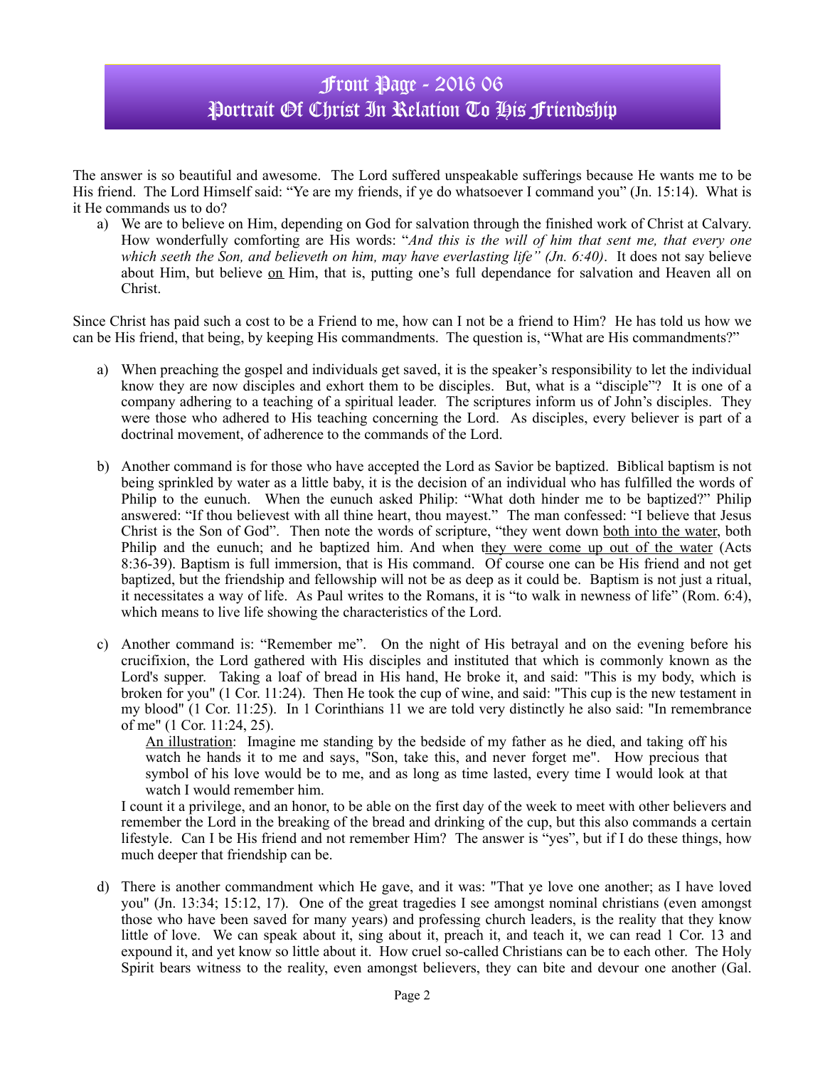# Front Page - 2016 06
## Portrait Of Christ In Relation To His Friendship

The answer is so beautiful and awesome. The Lord suffered unspeakable sufferings because He wants me to be His friend. The Lord Himself said: "Ye are my friends, if ye do whatsoever I command you" (Jn. 15:14). What is it He commands us to do?

a) We are to believe on Him, depending on God for salvation through the finished work of Christ at Calvary. How wonderfully comforting are His words: "*And this is the will of him that sent me, that every one which seeth the Son, and believeth on him, may have everlasting life" (Jn. 6:40)*. It does not say believe about Him, but believe <u>on</u> Him, that is, putting one's full dependance for salvation and Heaven all on Christ.

Since Christ has paid such a cost to be a Friend to me, how can I not be a friend to Him? He has told us how we can be His friend, that being, by keeping His commandments. The question is, "What are His commandments?"

a) When preaching the gospel and individuals get saved, it is the speaker's responsibility to let the individual know they are now disciples and exhort them to be disciples. But, what is a "disciple"? It is one of a company adhering to a teaching of a spiritual leader. The scriptures inform us of John's disciples. They were those who adhered to His teaching concerning the Lord. As disciples, every believer is part of a doctrinal movement, of adherence to the commands of the Lord.

b) Another command is for those who have accepted the Lord as Savior be baptized. Biblical baptism is not being sprinkled by water as a little baby, it is the decision of an individual who has fulfilled the words of Philip to the eunuch. When the eunuch asked Philip: "What doth hinder me to be baptized?" Philip answered: "If thou believest with all thine heart, thou mayest." The man confessed: "I believe that Jesus Christ is the Son of God". Then note the words of scripture, "they went down <u>both into the water</u>, both Philip and the eunuch; and he baptized him. And when t<u>hey were come up out of the water</u> (Acts 8:36-39). Baptism is full immersion, that is His command. Of course one can be His friend and not get baptized, but the friendship and fellowship will not be as deep as it could be. Baptism is not just a ritual, it necessitates a way of life. As Paul writes to the Romans, it is "to walk in newness of life" (Rom. 6:4), which means to live life showing the characteristics of the Lord.

c) Another command is: "Remember me". On the night of His betrayal and on the evening before his crucifixion, the Lord gathered with His disciples and instituted that which is commonly known as the Lord's supper. Taking a loaf of bread in His hand, He broke it, and said: "This is my body, which is broken for you" (1 Cor. 11:24). Then He took the cup of wine, and said: "This cup is the new testament in my blood" (1 Cor. 11:25). In 1 Corinthians 11 we are told very distinctly he also said: "In remembrance of me" (1 Cor. 11:24, 25).

   <u>An illustration</u>: Imagine me standing by the bedside of my father as he died, and taking off his watch he hands it to me and says, "Son, take this, and never forget me". How precious that symbol of his love would be to me, and as long as time lasted, every time I would look at that watch I would remember him.

   I count it a privilege, and an honor, to be able on the first day of the week to meet with other believers and remember the Lord in the breaking of the bread and drinking of the cup, but this also commands a certain lifestyle. Can I be His friend and not remember Him? The answer is "yes", but if I do these things, how much deeper that friendship can be.

d) There is another commandment which He gave, and it was: "That ye love one another; as I have loved you" (Jn. 13:34; 15:12, 17). One of the great tragedies I see amongst nominal christians (even amongst those who have been saved for many years) and professing church leaders, is the reality that they know little of love. We can speak about it, sing about it, preach it, and teach it, we can read 1 Cor. 13 and expound it, and yet know so little about it. How cruel so-called Christians can be to each other. The Holy Spirit bears witness to the reality, even amongst believers, they can bite and devour one another (Gal.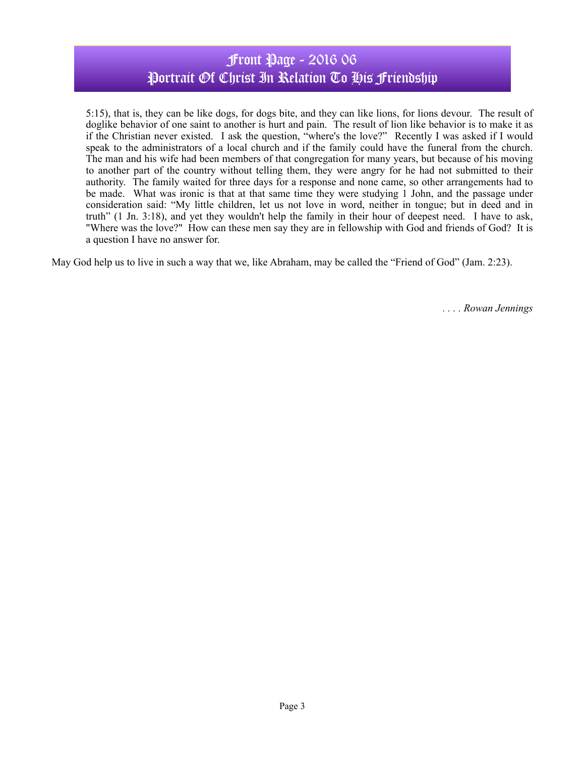5:15), that is, they can be like dogs, for dogs bite, and they can like lions, for lions devour. The result of doglike behavior of one saint to another is hurt and pain. The result of lion like behavior is to make it as if the Christian never existed. I ask the question, "where's the love?" Recently I was asked if I would speak to the administrators of a local church and if the family could have the funeral from the church. The man and his wife had been members of that congregation for many years, but because of his moving to another part of the country without telling them, they were angry for he had not submitted to their authority. The family waited for three days for a response and none came, so other arrangements had to be made. What was ironic is that at that same time they were studying 1 John, and the passage under consideration said: "My little children, let us not love in word, neither in tongue; but in deed and in truth" (1 Jn. 3:18), and yet they wouldn't help the family in their hour of deepest need. I have to ask, "Where was the love?" How can these men say they are in fellowship with God and friends of God? It is a question I have no answer for.

May God help us to live in such a way that we, like Abraham, may be called the "Friend of God" (Jam. 2:23).

. . . . *Rowan Jennings*